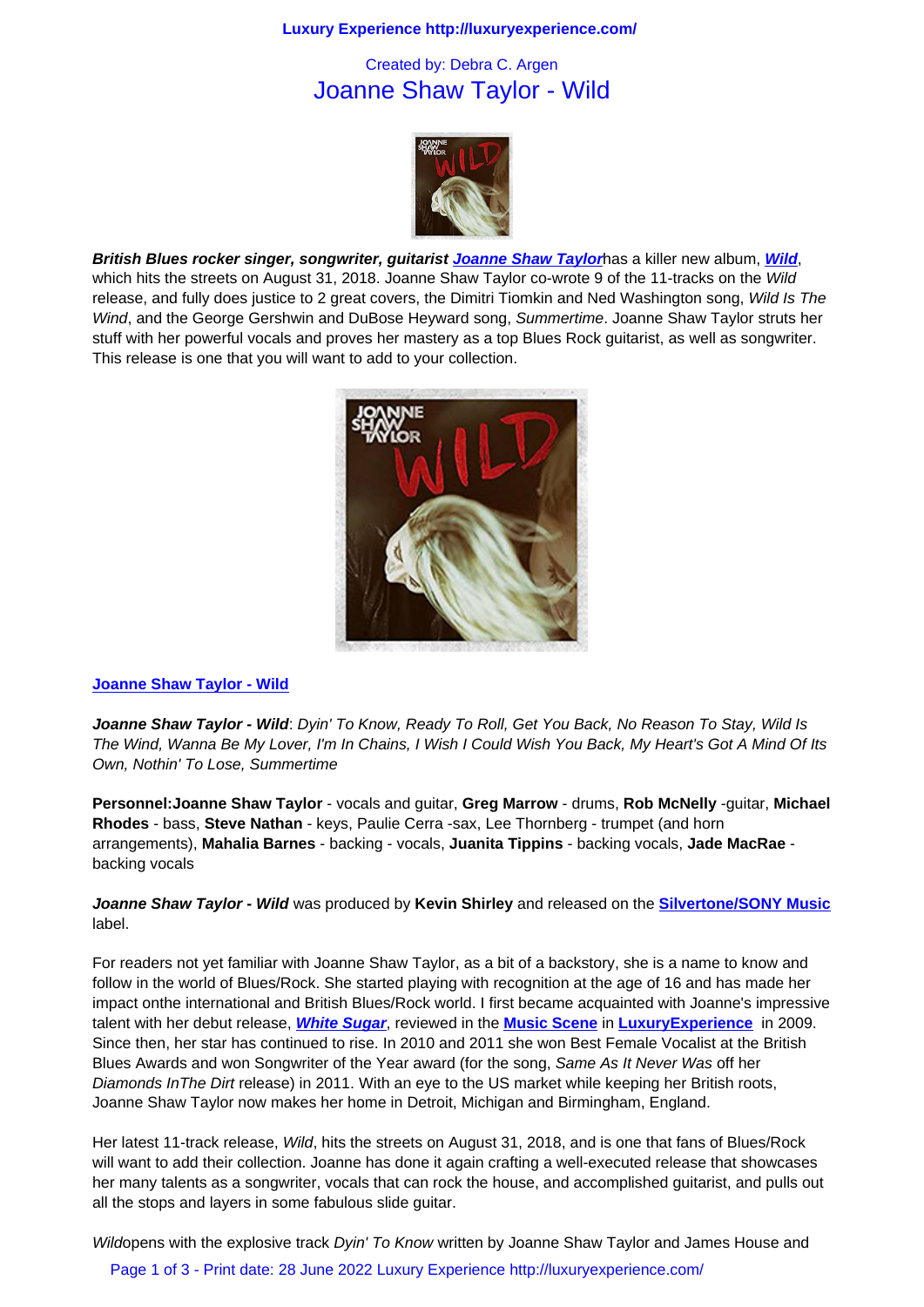Created by: Debra C. Argen

# Joanne Shaw Taylor - Wild

***British Blues rocker singer, songwriter, guitarist Joanne Shaw Taylor***has a killer new album, ***Wild***, which hits the streets on August 31, 2018. Joanne Shaw Taylor co-wrote 9 of the 11-tracks on the *Wild* release, and fully does justice to 2 great covers, the Dimitri Tiomkin and Ned Washington song, *Wild Is The Wind*, and the George Gershwin and DuBose Heyward song, *Summertime*. Joanne Shaw Taylor struts her stuff with her powerful vocals and proves her mastery as a top Blues Rock guitarist, as well as songwriter. This release is one that you will want to add to your collection.

**Joanne Shaw Taylor - Wild**

***Joanne Shaw Taylor - Wild***: *Dyin' To Know, Ready To Roll, Get You Back, No Reason To Stay, Wild Is The Wind, Wanna Be My Lover, I'm In Chains, I Wish I Could Wish You Back, My Heart's Got A Mind Of Its Own, Nothin' To Lose, Summertime*

**Personnel:Joanne Shaw Taylor** - vocals and guitar, **Greg Marrow** - drums, **Rob McNelly** -guitar, **Michael Rhodes** - bass, **Steve Nathan** - keys, Paulie Cerra -sax, Lee Thornberg - trumpet (and horn arrangements), **Mahalia Barnes** - backing - vocals, **Juanita Tippins** - backing vocals, **Jade MacRae** - backing vocals

***Joanne Shaw Taylor - Wild*** was produced by **Kevin Shirley** and released on the **Silvertone/SONY Music** label.

For readers not yet familiar with Joanne Shaw Taylor, as a bit of a backstory, she is a name to know and follow in the world of Blues/Rock. She started playing with recognition at the age of 16 and has made her impact onthe international and British Blues/Rock world. I first became acquainted with Joanne's impressive talent with her debut release, ***White Sugar***, reviewed in the **Music Scene** in **LuxuryExperience** in 2009. Since then, her star has continued to rise. In 2010 and 2011 she won Best Female Vocalist at the British Blues Awards and won Songwriter of the Year award (for the song, *Same As It Never Was* off her *Diamonds InThe Dirt* release) in 2011. With an eye to the US market while keeping her British roots, Joanne Shaw Taylor now makes her home in Detroit, Michigan and Birmingham, England.

Her latest 11-track release, *Wild*, hits the streets on August 31, 2018, and is one that fans of Blues/Rock will want to add their collection. Joanne has done it again crafting a well-executed release that showcases her many talents as a songwriter, vocals that can rock the house, and accomplished guitarist, and pulls out all the stops and layers in some fabulous slide guitar.

*Wild*opens with the explosive track *Dyin' To Know* written by Joanne Shaw Taylor and James House and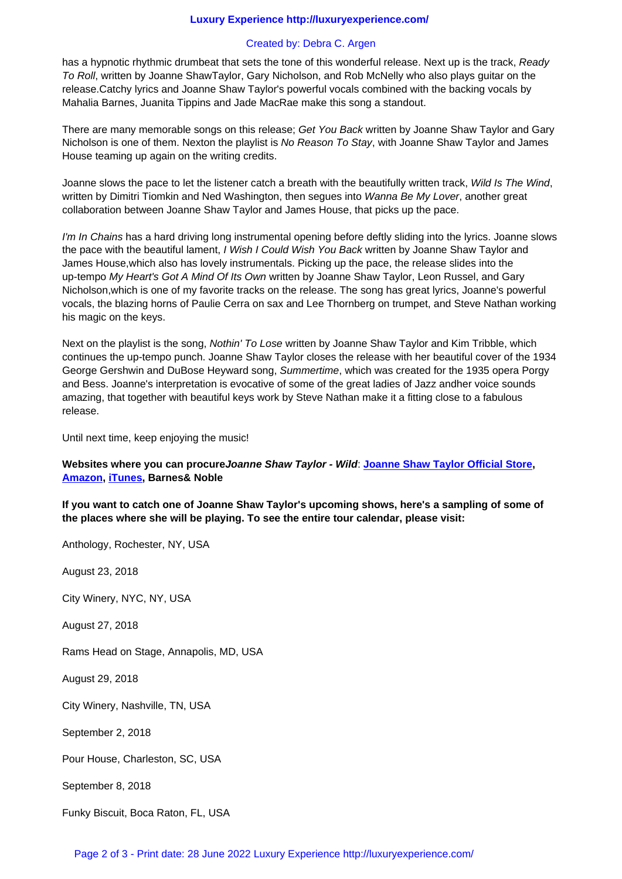has a hypnotic rhythmic drumbeat that sets the tone of this wonderful release. Next up is the track, *Ready To Roll*, written by Joanne ShawTaylor, Gary Nicholson, and Rob McNelly who also plays guitar on the release.Catchy lyrics and Joanne Shaw Taylor's powerful vocals combined with the backing vocals by Mahalia Barnes, Juanita Tippins and Jade MacRae make this song a standout.

There are many memorable songs on this release; *Get You Back* written by Joanne Shaw Taylor and Gary Nicholson is one of them. Nexton the playlist is *No Reason To Stay*, with Joanne Shaw Taylor and James House teaming up again on the writing credits.

Joanne slows the pace to let the listener catch a breath with the beautifully written track, *Wild Is The Wind*, written by Dimitri Tiomkin and Ned Washington, then segues into *Wanna Be My Lover*, another great collaboration between Joanne Shaw Taylor and James House, that picks up the pace.

*I'm In Chains* has a hard driving long instrumental opening before deftly sliding into the lyrics. Joanne slows the pace with the beautiful lament, *I Wish I Could Wish You Back* written by Joanne Shaw Taylor and James House,which also has lovely instrumentals. Picking up the pace, the release slides into the up-tempo *My Heart's Got A Mind Of Its Own* written by Joanne Shaw Taylor, Leon Russel, and Gary Nicholson,which is one of my favorite tracks on the release. The song has great lyrics, Joanne's powerful vocals, the blazing horns of Paulie Cerra on sax and Lee Thornberg on trumpet, and Steve Nathan working his magic on the keys.

Next on the playlist is the song, *Nothin' To Lose* written by Joanne Shaw Taylor and Kim Tribble, which continues the up-tempo punch. Joanne Shaw Taylor closes the release with her beautiful cover of the 1934 George Gershwin and DuBose Heyward song, *Summertime*, which was created for the 1935 opera Porgy and Bess. Joanne's interpretation is evocative of some of the great ladies of Jazz andher voice sounds amazing, that together with beautiful keys work by Steve Nathan make it a fitting close to a fabulous release.

Until next time, keep enjoying the music!

**Websites where you can procure*Joanne Shaw Taylor - Wild*: Joanne Shaw Taylor Official Store, Amazon, iTunes, Barnes& Noble**

**If you want to catch one of Joanne Shaw Taylor's upcoming shows, here's a sampling of some of the places where she will be playing. To see the entire tour calendar, please visit:**

Anthology, Rochester, NY, USA

August 23, 2018

City Winery, NYC, NY, USA

August 27, 2018

Rams Head on Stage, Annapolis, MD, USA

August 29, 2018

City Winery, Nashville, TN, USA

September 2, 2018

Pour House, Charleston, SC, USA

September 8, 2018

Funky Biscuit, Boca Raton, FL, USA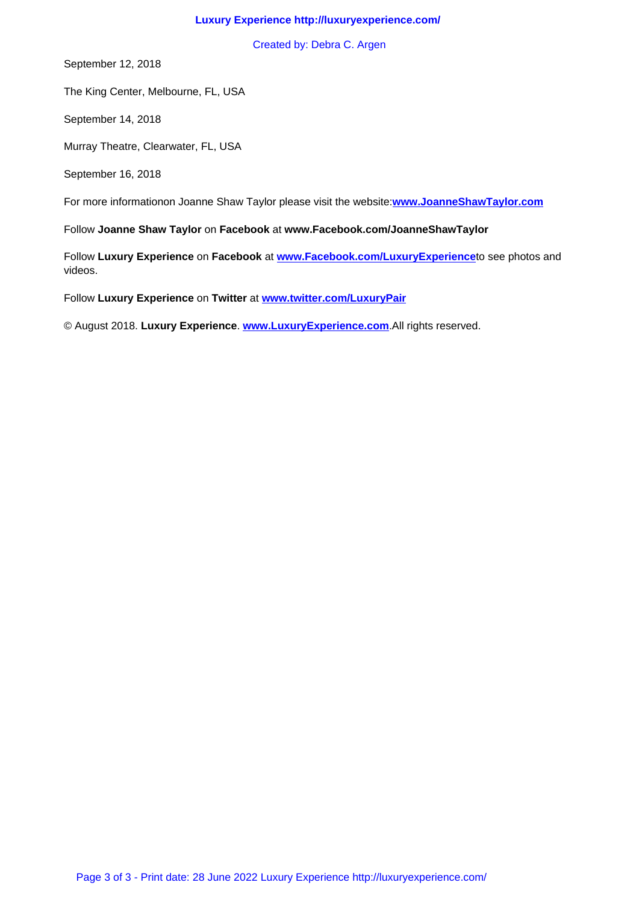September 12, 2018

The King Center, Melbourne, FL, USA

September 14, 2018

Murray Theatre, Clearwater, FL, USA

September 16, 2018

For more informationon Joanne Shaw Taylor please visit the website:**www.JoanneShawTaylor.com**

Follow **Joanne Shaw Taylor** on **Facebook** at **www.Facebook.com/JoanneShawTaylor**

Follow **Luxury Experience** on **Facebook** at **www.Facebook.com/LuxuryExperience**to see photos and videos.

Follow **Luxury Experience** on **Twitter** at **www.twitter.com/LuxuryPair**

© August 2018. **Luxury Experience**. **www.LuxuryExperience.com**.All rights reserved.